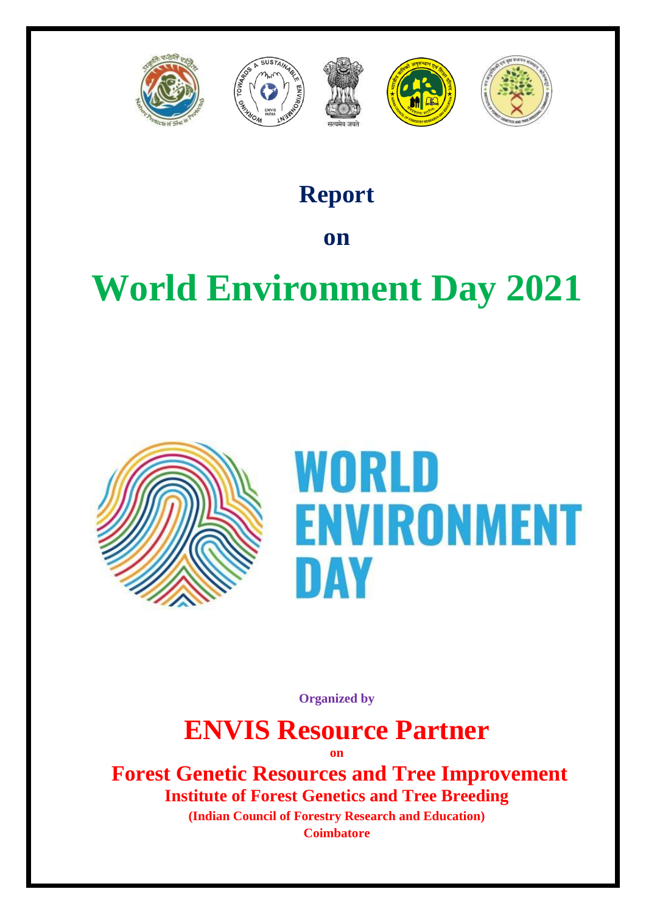# Report

# on

# World Environment Day 2021

**Organized by**

## ENVIS Resource Partner

**on**

## Forest Genetic Resources and Tree Improvement

### Institute of Forest Genetics and Tree Breeding

**(Indian Council of Forestry Research and Education)**

**Coimbatore**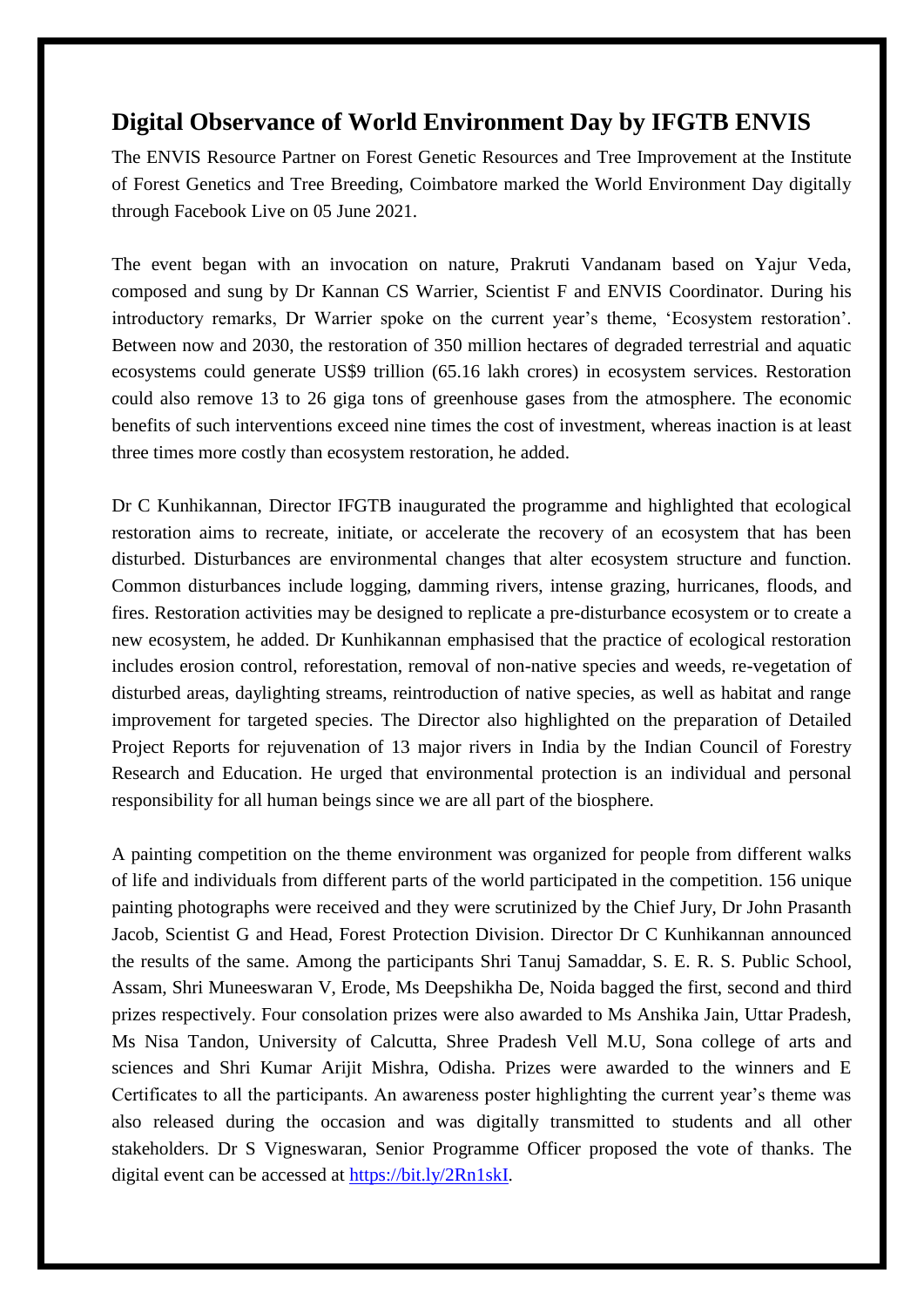## Digital Observance of World Environment Day by IFGTB ENVIS

The ENVIS Resource Partner on Forest Genetic Resources and Tree Improvement at the Institute of Forest Genetics and Tree Breeding, Coimbatore marked the World Environment Day digitally through Facebook Live on 05 June 2021.

The event began with an invocation on nature, Prakruti Vandanam based on Yajur Veda, composed and sung by Dr Kannan CS Warrier, Scientist F and ENVIS Coordinator. During his introductory remarks, Dr Warrier spoke on the current year's theme, 'Ecosystem restoration'. Between now and 2030, the restoration of 350 million hectares of degraded terrestrial and aquatic ecosystems could generate US$9 trillion (65.16 lakh crores) in ecosystem services. Restoration could also remove 13 to 26 giga tons of greenhouse gases from the atmosphere. The economic benefits of such interventions exceed nine times the cost of investment, whereas inaction is at least three times more costly than ecosystem restoration, he added.

Dr C Kunhikannan, Director IFGTB inaugurated the programme and highlighted that ecological restoration aims to recreate, initiate, or accelerate the recovery of an ecosystem that has been disturbed. Disturbances are environmental changes that alter ecosystem structure and function. Common disturbances include logging, damming rivers, intense grazing, hurricanes, floods, and fires. Restoration activities may be designed to replicate a pre-disturbance ecosystem or to create a new ecosystem, he added. Dr Kunhikannan emphasised that the practice of ecological restoration includes erosion control, reforestation, removal of non-native species and weeds, re-vegetation of disturbed areas, daylighting streams, reintroduction of native species, as well as habitat and range improvement for targeted species. The Director also highlighted on the preparation of Detailed Project Reports for rejuvenation of 13 major rivers in India by the Indian Council of Forestry Research and Education. He urged that environmental protection is an individual and personal responsibility for all human beings since we are all part of the biosphere.

A painting competition on the theme environment was organized for people from different walks of life and individuals from different parts of the world participated in the competition. 156 unique painting photographs were received and they were scrutinized by the Chief Jury, Dr John Prasanth Jacob, Scientist G and Head, Forest Protection Division. Director Dr C Kunhikannan announced the results of the same. Among the participants Shri Tanuj Samaddar, S. E. R. S. Public School, Assam, Shri Muneeswaran V, Erode, Ms Deepshikha De, Noida bagged the first, second and third prizes respectively. Four consolation prizes were also awarded to Ms Anshika Jain, Uttar Pradesh, Ms Nisa Tandon, University of Calcutta, Shree Pradesh Vell M.U, Sona college of arts and sciences and Shri Kumar Arijit Mishra, Odisha. Prizes were awarded to the winners and E Certificates to all the participants. An awareness poster highlighting the current year's theme was also released during the occasion and was digitally transmitted to students and all other stakeholders. Dr S Vigneswaran, Senior Programme Officer proposed the vote of thanks. The digital event can be accessed at [https://bit.ly/2Rn1skI](https://bit.ly/2Rn1skI).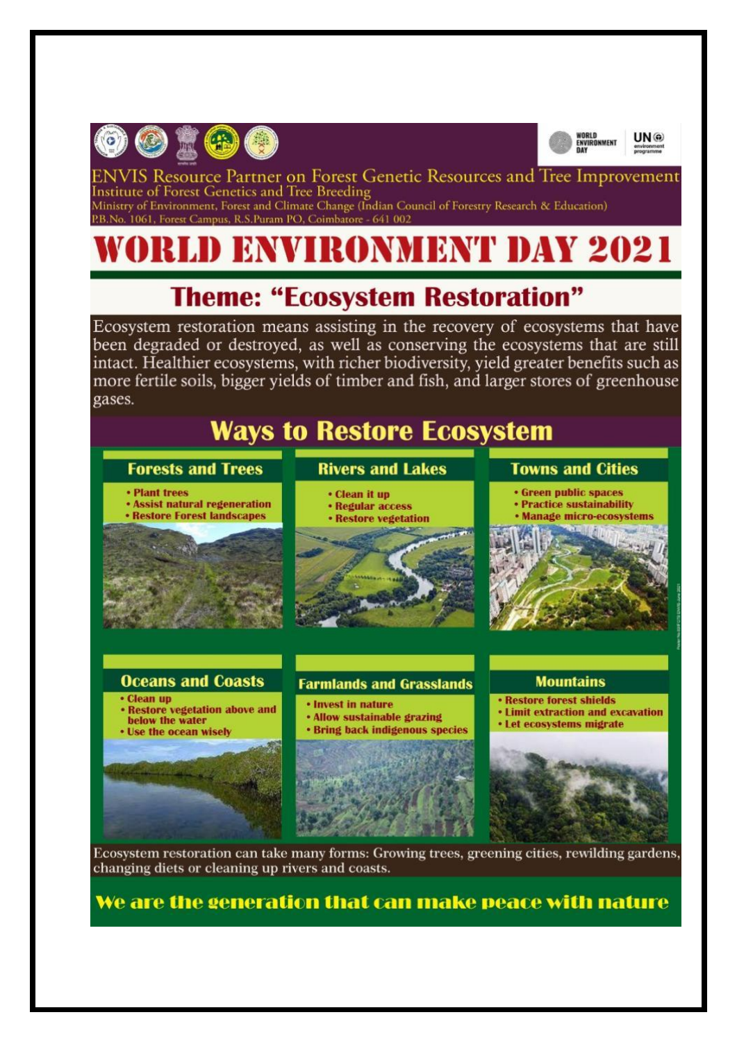ENVIS Resource Partner on Forest Genetic Resources and Tree Improvement
Institute of Forest Genetics and Tree Breeding
Ministry of Environment, Forest and Climate Change (Indian Council of Forestry Research & Education)
P.B.No. 1061, Forest Campus, R.S.Puram PO, Coimbatore - 641 002

WORLD ENVIRONMENT DAY | UN environment programme

# WORLD ENVIRONMENT DAY 2021

## Theme: "Ecosystem Restoration"

Ecosystem restoration means assisting in the recovery of ecosystems that have been degraded or destroyed, as well as conserving the ecosystems that are still intact. Healthier ecosystems, with richer biodiversity, yield greater benefits such as more fertile soils, bigger yields of timber and fish, and larger stores of greenhouse gases.

## Ways to Restore Ecosystem

### Forests and Trees

- Plant trees
- Assist natural regeneration
- Restore Forest landscapes

### Rivers and Lakes

- Clean it up
- Regular access
- Restore vegetation

### Towns and Cities

- Green public spaces
- Practice sustainability
- Manage micro-ecosystems

### Oceans and Coasts

- Clean up
- Restore vegetation above and below the water
- Use the ocean wisely

### Farmlands and Grasslands

- Invest in nature
- Allow sustainable grazing
- Bring back indigenous species

### Mountains

- Restore forest shields
- Limit extraction and excavation
- Let ecosystems migrate

Ecosystem restoration can take many forms: Growing trees, greening cities, rewilding gardens, changing diets or cleaning up rivers and coasts.

**We are the generation that can make peace with nature**